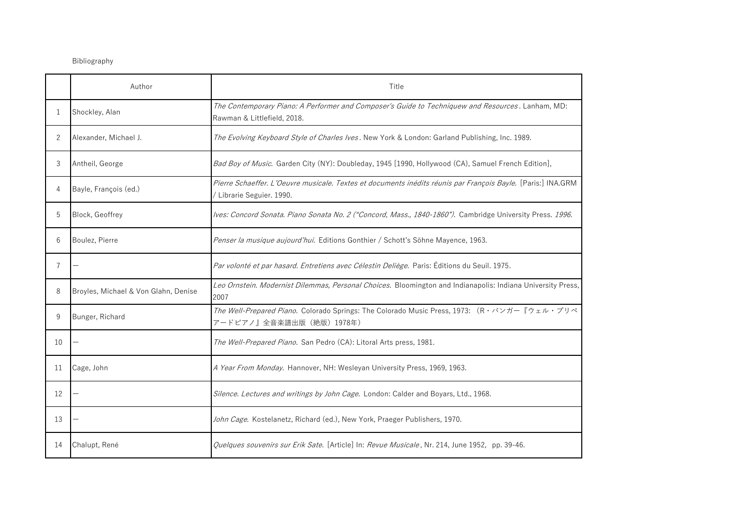Bibliography

| | Author | Title |
|---|---|---|
| 1 | Shockley, Alan | *The Contemporary Piano: A Performer and Composer's Guide to Techniquew and Resources*. Lanham, MD: Rawman & Littlefield, 2018. |
| 2 | Alexander, Michael J. | *The Evolving Keyboard Style of Charles Ives*. New York & London: Garland Publishing, Inc. 1989. |
| 3 | Antheil, George | *Bad Boy of Music.* Garden City (NY): Doubleday, 1945 [1990, Hollywood (CA), Samuel French Edition], |
| 4 | Bayle, François (ed.) | *Pierre Schaeffer. L'Oeuvre musicale. Textes et documents inédits réunis par François Bayle.* [Paris:] INA.GRM / Librarie Seguier. 1990. |
| 5 | Block, Geoffrey | *Ives: Concord Sonata. Piano Sonata No. 2 ("Concord, Mass., 1840-1860").* Cambridge University Press. *1996.* |
| 6 | Boulez, Pierre | *Penser la musique aujourd'hui.* Editions Gonthier / Schott's Söhne Mayence, 1963. |
| 7 | — | *Par volonté et par hasard. Entretiens avec Célestin Deliège.* Paris: Éditions du Seuil. 1975. |
| 8 | Broyles, Michael & Von Glahn, Denise | *Leo Ornstein. Modernist Dilemmas, Personal Choices.* Bloomington and Indianapolis: Indiana University Press, 2007 |
| 9 | Bunger, Richard | *The Well-Prepared Piano.* Colorado Springs: The Colorado Music Press, 1973: （R・バンガー『ウェル・プリペアードピアノ』全音楽譜出版（絶版）1978年） |
| 10 | — | *The Well-Prepared Piano.* San Pedro (CA): Litoral Arts press, 1981. |
| 11 | Cage, John | *A Year From Monday.* Hannover, NH: Wesleyan University Press, 1969, 1963. |
| 12 | — | *Silence. Lectures and writings by John Cage.* London: Calder and Boyars, Ltd., 1968. |
| 13 | — | *John Cage.* Kostelanetz, Richard (ed.), New York, Praeger Publishers, 1970. |
| 14 | Chalupt, René | *Quelques souvenirs sur Erik Sate.* [Article] In: *Revue Musicale*, Nr. 214, June 1952, pp. 39-46. |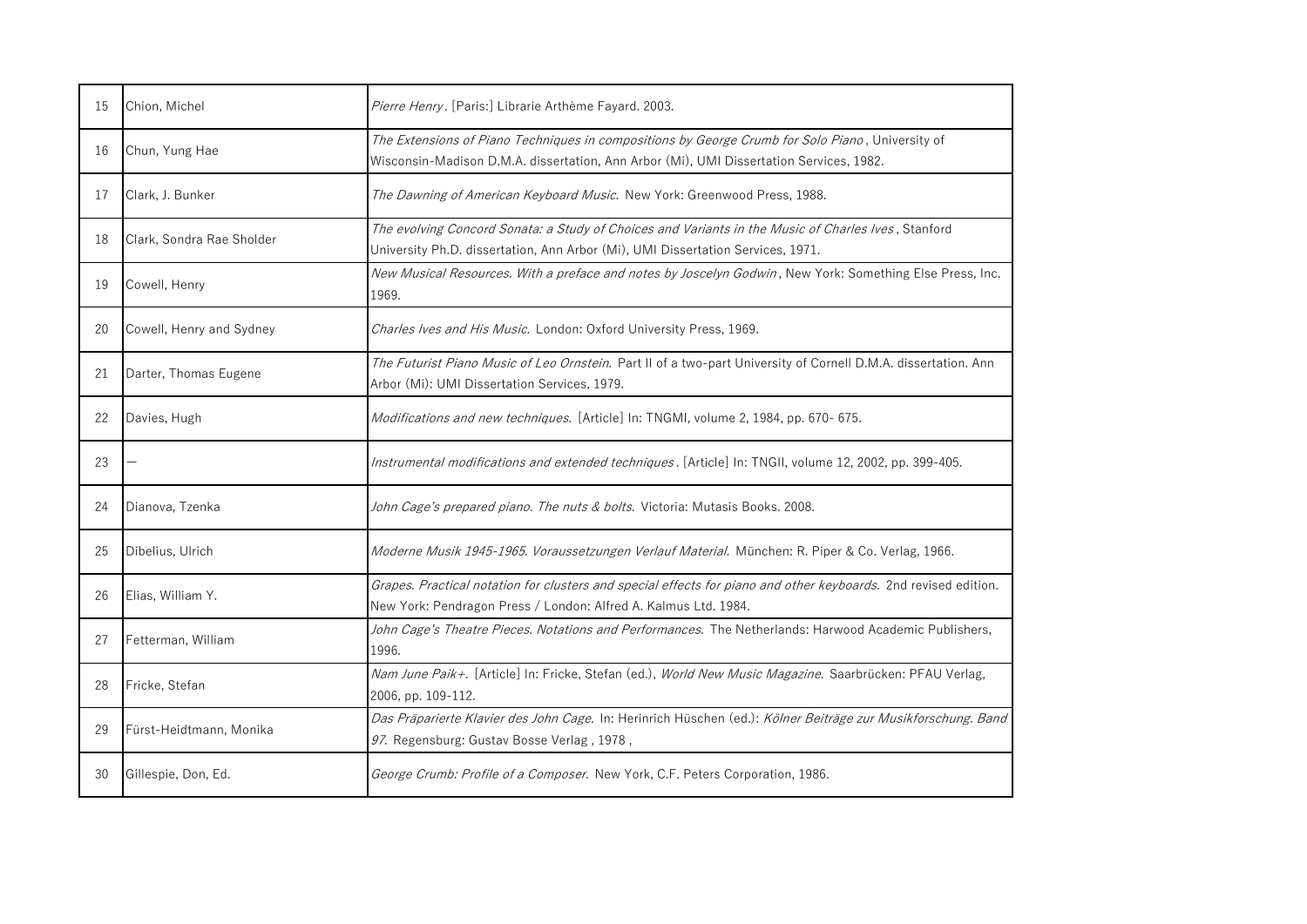| | | |
|---|---|---|
| 15 | Chion, Michel | *Pierre Henry*. [Paris:] Librarie Arthème Fayard. 2003. |
| 16 | Chun, Yung Hae | *The Extensions of Piano Techniques in compositions by George Crumb for Solo Piano*, University of Wisconsin-Madison D.M.A. dissertation, Ann Arbor (Mi), UMI Dissertation Services, 1982. |
| 17 | Clark, J. Bunker | *The Dawning of American Keyboard Music.* New York: Greenwood Press, 1988. |
| 18 | Clark, Sondra Rae Sholder | *The evolving Concord Sonata: a Study of Choices and Variants in the Music of Charles Ives*, Stanford University Ph.D. dissertation, Ann Arbor (Mi), UMI Dissertation Services, 1971. |
| 19 | Cowell, Henry | *New Musical Resources. With a preface and notes by Joscelyn Godwin*, New York: Something Else Press, Inc. 1969. |
| 20 | Cowell, Henry and Sydney | *Charles Ives and His Music.* London: Oxford University Press, 1969. |
| 21 | Darter, Thomas Eugene | *The Futurist Piano Music of Leo Ornstein.* Part II of a two-part University of Cornell D.M.A. dissertation. Ann Arbor (Mi): UMI Dissertation Services, 1979. |
| 22 | Davies, Hugh | *Modifications and new techniques.* [Article] In: TNGMI, volume 2, 1984, pp. 670- 675. |
| 23 | — | *Instrumental modifications and extended techniques*. [Article] In: TNGII, volume 12, 2002, pp. 399-405. |
| 24 | Dianova, Tzenka | *John Cage's prepared piano. The nuts & bolts.* Victoria: Mutasis Books. 2008. |
| 25 | Dibelius, Ulrich | *Moderne Musik 1945-1965. Voraussetzungen Verlauf Material.* München: R. Piper & Co. Verlag, 1966. |
| 26 | Elias, William Y. | *Grapes. Practical notation for clusters and special effects for piano and other keyboards.* 2nd revised edition. New York: Pendragon Press / London: Alfred A. Kalmus Ltd. 1984. |
| 27 | Fetterman, William | *John Cage's Theatre Pieces. Notations and Performances.* The Netherlands: Harwood Academic Publishers, 1996. |
| 28 | Fricke, Stefan | *Nam June Paik+.* [Article] In: Fricke, Stefan (ed.), *World New Music Magazine.* Saarbrücken: PFAU Verlag, 2006, pp. 109-112. |
| 29 | Fürst-Heidtmann, Monika | *Das Präparierte Klavier des John Cage.* In: Herinrich Hüschen (ed.): *Kölner Beiträge zur Musikforschung. Band 97.* Regensburg: Gustav Bosse Verlag , 1978 , |
| 30 | Gillespie, Don, Ed. | *George Crumb: Profile of a Composer.* New York, C.F. Peters Corporation, 1986. |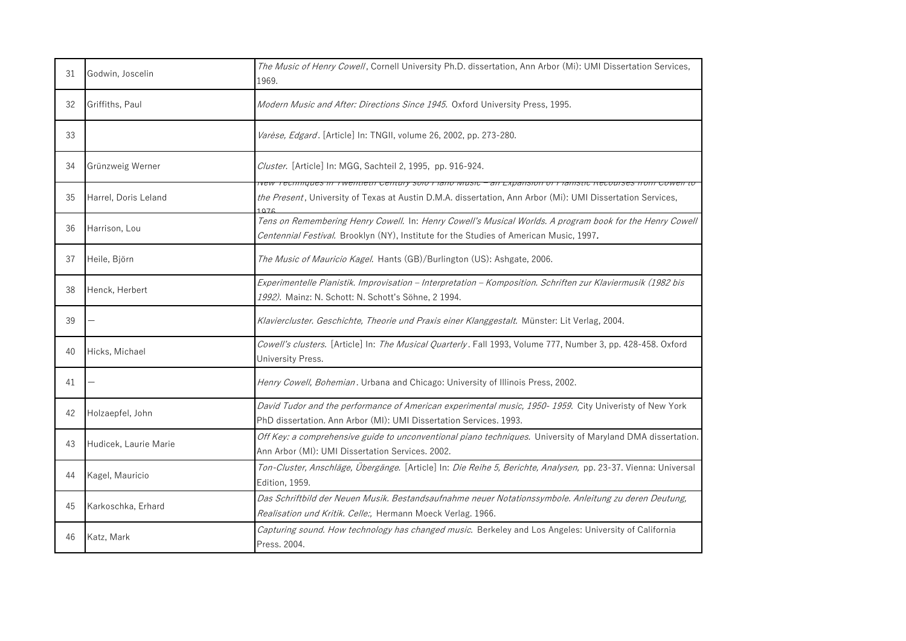| 31 | Godwin, Joscelin | *The Music of Henry Cowell*, Cornell University Ph.D. dissertation, Ann Arbor (Mi): UMI Dissertation Services, 1969. |
|---|---|---|
| 32 | Griffiths, Paul | *Modern Music and After: Directions Since 1945.* Oxford University Press, 1995. |
| 33 | | *Varèse, Edgard*. [Article] In: TNGII, volume 26, 2002, pp. 273-280. |
| 34 | Grünzweig Werner | *Cluster.* [Article] In: MGG, Sachteil 2, 1995, pp. 916-924. |
| 35 | Harrel, Doris Leland | *New Techniques in Twentieth Century Solo Piano Music – an Expansion of Pianistic Recourses from Cowell to the Present*, University of Texas at Austin D.M.A. dissertation, Ann Arbor (Mi): UMI Dissertation Services, 1976. |
| 36 | Harrison, Lou | *Tens on Remembering Henry Cowell.* In: *Henry Cowell's Musical Worlds. A program book for the Henry Cowell Centennial Festival.* Brooklyn (NY), Institute for the Studies of American Music, 1997. |
| 37 | Heile, Björn | *The Music of Mauricio Kagel.* Hants (GB)/Burlington (US): Ashgate, 2006. |
| 38 | Henck, Herbert | *Experimentelle Pianistik. Improvisation – Interpretation – Komposition. Schriften zur Klaviermusik (1982 bis 1992).* Mainz: N. Schott: N. Schott's Söhne, 2 1994. |
| 39 | — | *Kladiercluster. Geschichte, Theorie und Praxis einer Klanggestalt.* Münster: Lit Verlag, 2004. |
| 40 | Hicks, Michael | *Cowell's clusters.* [Article] In: *The Musical Quarterly*. Fall 1993, Volume 777, Number 3, pp. 428-458. Oxford University Press. |
| 41 | — | *Henry Cowell, Bohemian*. Urbana and Chicago: University of Illinois Press, 2002. |
| 42 | Holzaepfel, John | *David Tudor and the performance of American experimental music, 1950- 1959.* City Univeristy of New York PhD dissertation. Ann Arbor (MI): UMI Dissertation Services. 1993. |
| 43 | Hudicek, Laurie Marie | *Off Key: a comprehensive guide to unconventional piano techniques.* University of Maryland DMA dissertation. Ann Arbor (MI): UMI Dissertation Services. 2002. |
| 44 | Kagel, Mauricio | *Ton-Cluster, Anschläge, Übergänge.* [Article] In: *Die Reihe 5, Berichte, Analysen,* pp. 23-37. Vienna: Universal Edition, 1959. |
| 45 | Karkoschka, Erhard | *Das Schriftbild der Neuen Musik. Bestandsaufnahme neuer Notationssymbole. Anleitung zu deren Deutung, Realisation und Kritik. Celle:,* Hermann Moeck Verlag. 1966. |
| 46 | Katz, Mark | *Capturing sound. How technology has changed music.* Berkeley and Los Angeles: University of California Press. 2004. |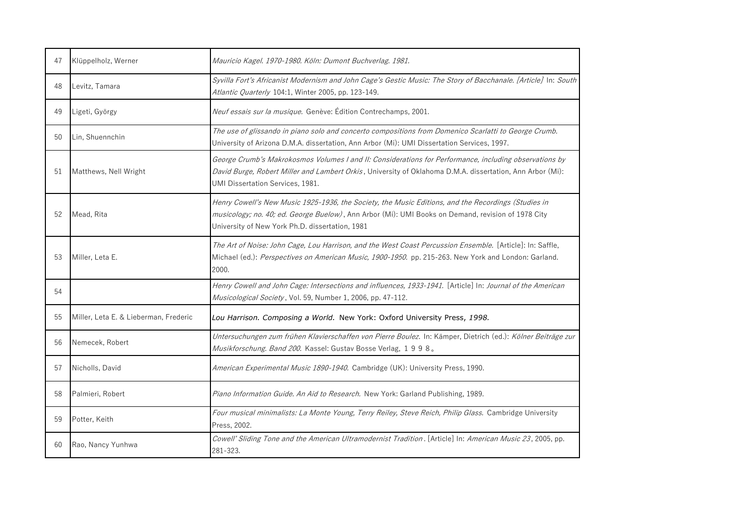| | | |
|---|---|---|
| 47 | Klüppelholz, Werner | *Mauricio Kagel. 1970-1980. Köln: Dumont Buchverlag. 1981.* |
| 48 | Levitz, Tamara | *Syvilla Fort's Africanist Modernism and John Cage's Gestic Music: The Story of Bacchanale. [Article]* In: *South Atlantic Quarterly* 104:1, Winter 2005, pp. 123-149. |
| 49 | Ligeti, György | *Neuf essais sur la musique.* Genève: Édition Contrechamps, 2001. |
| 50 | Lin, Shuennchin | *The use of glissando in piano solo and concerto compositions from Domenico Scarlatti to George Crumb.* University of Arizona D.M.A. dissertation, Ann Arbor (Mi): UMI Dissertation Services, 1997. |
| 51 | Matthews, Nell Wright | *George Crumb's Makrokosmos Volumes I and II: Considerations for Performance, including observations by David Burge, Robert Miller and Lambert Orkis*, University of Oklahoma D.M.A. dissertation, Ann Arbor (Mi): UMI Dissertation Services, 1981. |
| 52 | Mead, Rita | *Henry Cowell's New Music 1925-1936, the Society, the Music Editions, and the Recordings (Studies in musicology; no. 40; ed. George Buelow)*, Ann Arbor (Mi): UMI Books on Demand, revision of 1978 City University of New York Ph.D. dissertation, 1981 |
| 53 | Miller, Leta E. | *The Art of Noise: John Cage, Lou Harrison, and the West Coast Percussion Ensemble.* [Article]: In: Saffle, Michael (ed.): *Perspectives on American Music, 1900-1950.* pp. 215-263. New York and London: Garland. 2000. |
| 54 | | *Henry Cowell and John Cage: Intersections and influences, 1933-1941.* [Article] In: *Journal of the American Musicological Society*, Vol. 59, Number 1, 2006, pp. 47-112. |
| 55 | Miller, Leta E. & Lieberman, Frederic | *Lou Harrison. Composing a World.* New York: Oxford University Press, *1998.* |
| 56 | Nemecek, Robert | *Untersuchungen zum frühen Klavierschaffen von Pierre Boulez.* In: Kämper, Dietrich (ed.): *Kölner Beiträge zur Musikforschung. Band 200.* Kassel: Gustav Bosse Verlag, １９９８。 |
| 57 | Nicholls, David | *American Experimental Music 1890-1940.* Cambridge (UK): University Press, 1990. |
| 58 | Palmieri, Robert | *Piano Information Guide. An Aid to Research.* New York: Garland Publishing, 1989. |
| 59 | Potter, Keith | *Four musical minimalists: La Monte Young, Terry Reiley, Steve Reich, Philip Glass.* Cambridge University Press, 2002. |
| 60 | Rao, Nancy Yunhwa | *Cowell' Sliding Tone and the American Ultramodernist Tradition*. [Article] In: *American Music 23*, 2005, pp. 281-323. |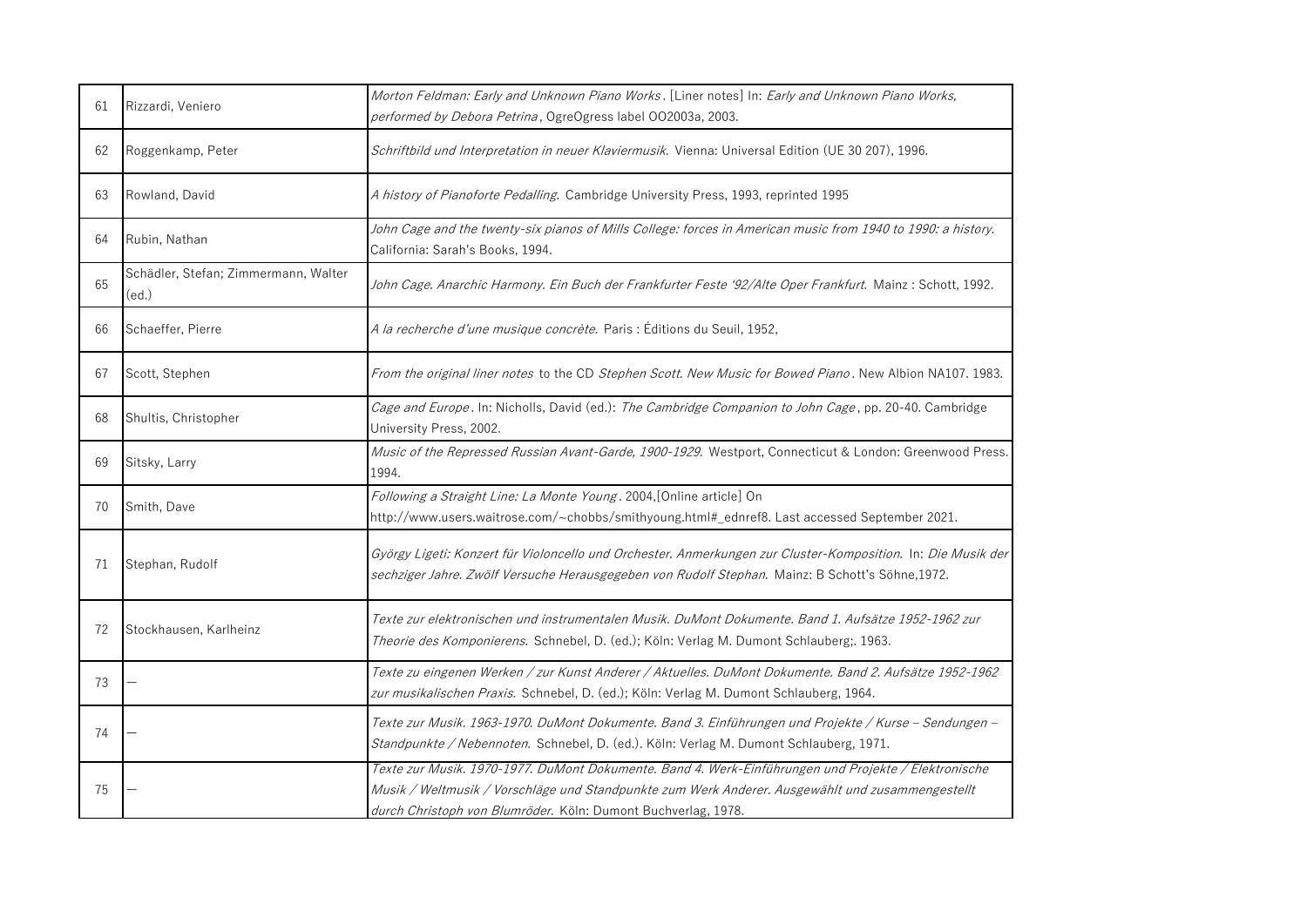| | | |
|---|---|---|
| 61 | Rizzardi, Veniero | *Morton Feldman: Early and Unknown Piano Works*. [Liner notes] In: *Early and Unknown Piano Works, performed by Debora Petrina*, OgreOgress label OO2003a, 2003. |
| 62 | Roggenkamp, Peter | *Schriftbild und Interpretation in neuer Klaviermusik.* Vienna: Universal Edition (UE 30 207), 1996. |
| 63 | Rowland, David | *A history of Pianoforte Pedalling.* Cambridge University Press, 1993, reprinted 1995 |
| 64 | Rubin, Nathan | *John Cage and the twenty-six pianos of Mills College: forces in American music from 1940 to 1990: a history.* California: Sarah's Books, 1994. |
| 65 | Schädler, Stefan; Zimmermann, Walter (ed.) | *John Cage. Anarchic Harmony. Ein Buch der Frankfurter Feste '92/Alte Oper Frankfurt.* Mainz : Schott, 1992. |
| 66 | Schaeffer, Pierre | *A la recherche d'une musique concrète.* Paris : Éditions du Seuil, 1952, |
| 67 | Scott, Stephen | *From the original liner notes* to the CD *Stephen Scott. New Music for Bowed Piano*. New Albion NA107. 1983. |
| 68 | Shultis, Christopher | *Cage and Europe*. In: Nicholls, David (ed.): *The Cambridge Companion to John Cage*, pp. 20-40. Cambridge University Press, 2002. |
| 69 | Sitsky, Larry | *Music of the Repressed Russian Avant-Garde, 1900-1929.* Westport, Connecticut & London: Greenwood Press. 1994. |
| 70 | Smith, Dave | *Following a Straight Line: La Monte Young*. 2004,[Online article] On http://www.users.waitrose.com/~chobbs/smithyoung.html#_ednref8. Last accessed September 2021. |
| 71 | Stephan, Rudolf | *György Ligeti: Konzert für Violoncello und Orchester. Anmerkungen zur Cluster-Komposition.* In: *Die Musik der sechziger Jahre. Zwölf Versuche Herausgegeben von Rudolf Stephan.* Mainz: B Schott's Söhne,1972. |
| 72 | Stockhausen, Karlheinz | *Texte zur elektronischen und instrumentalen Musik. DuMont Dokumente. Band 1. Aufsätze 1952-1962 zur Theorie des Komponierens.* Schnebel, D. (ed.); Köln: Verlag M. Dumont Schlauberg;. 1963. |
| 73 | — | *Texte zu eingenen Werken / zur Kunst Anderer / Aktuelles. DuMont Dokumente. Band 2. Aufsätze 1952-1962 zur musikalischen Praxis.* Schnebel, D. (ed.); Köln: Verlag M. Dumont Schlauberg, 1964. |
| 74 | — | *Texte zur Musik. 1963-1970. DuMont Dokumente. Band 3. Einführungen und Projekte / Kurse – Sendungen – Standpunkte / Nebennoten.* Schnebel, D. (ed.). Köln: Verlag M. Dumont Schlauberg, 1971. |
| 75 | — | *Texte zur Musik. 1970-1977. DuMont Dokumente. Band 4. Werk-Einführungen und Projekte / Elektronische Musik / Weltmusik / Vorschläge und Standpunkte zum Werk Anderer. Ausgewählt und zusammengestellt durch Christoph von Blumröder.* Köln: Dumont Buchverlag, 1978. |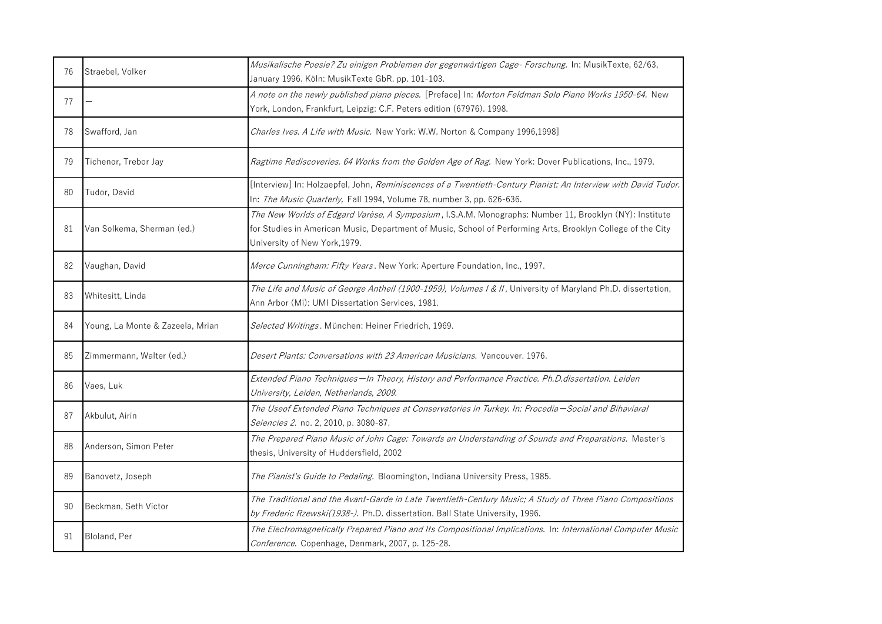| | | |
|---|---|---|
| 76 | Straebel, Volker | *Musikalische Poesie? Zu einigen Problemen der gegenwärtigen Cage- Forschung.* In: MusikTexte, 62/63, January 1996. Köln: MusikTexte GbR. pp. 101-103. |
| 77 | — | *A note on the newly published piano pieces.* [Preface] In: *Morton Feldman Solo Piano Works 1950-64.* New York, London, Frankfurt, Leipzig: C.F. Peters edition (67976). 1998. |
| 78 | Swafford, Jan | *Charles Ives. A Life with Music.* New York: W.W. Norton & Company 1996,1998] |
| 79 | Tichenor, Trebor Jay | *Ragtime Rediscoveries. 64 Works from the Golden Age of Rag.* New York: Dover Publications, Inc., 1979. |
| 80 | Tudor, David | [Interview] In: Holzaepfel, John, *Reminiscences of a Twentieth-Century Pianist: An Interview with David Tudor.* In: *The Music Quarterly,* Fall 1994, Volume 78, number 3, pp. 626-636. |
| 81 | Van Solkema, Sherman (ed.) | *The New Worlds of Edgard Varèse, A Symposium*, I.S.A.M. Monographs: Number 11, Brooklyn (NY): Institute for Studies in American Music, Department of Music, School of Performing Arts, Brooklyn College of the City University of New York,1979. |
| 82 | Vaughan, David | *Merce Cunningham: Fifty Years*. New York: Aperture Foundation, Inc., 1997. |
| 83 | Whitesitt, Linda | *The Life and Music of George Antheil (1900-1959), Volumes I & II*, University of Maryland Ph.D. dissertation, Ann Arbor (Mi): UMI Dissertation Services, 1981. |
| 84 | Young, La Monte & Zazeela, Mrian | *Selected Writings*. München: Heiner Friedrich, 1969. |
| 85 | Zimmermann, Walter (ed.) | *Desert Plants: Conversations with 23 American Musicians.* Vancouver. 1976. |
| 86 | Vaes, Luk | *Extended Piano Techniques—In Theory, History and Performance Practice. Ph.D.dissertation. Leiden University, Leiden, Netherlands, 2009.* |
| 87 | Akbulut, Airin | *The Useof Extended Piano Techniques at Conservatories in Turkey. In: Procedia—Social and Bihaviaral Seiencies 2.* no. 2, 2010, p. 3080-87. |
| 88 | Anderson, Simon Peter | *The Prepared Piano Music of John Cage: Towards an Understanding of Sounds and Preparations.* Master's thesis, University of Huddersfield, 2002 |
| 89 | Banovetz, Joseph | *The Pianist's Guide to Pedaling.* Bloomington, Indiana University Press, 1985. |
| 90 | Beckman, Seth Victor | *The Traditional and the Avant-Garde in Late Twentieth-Century Music; A Study of Three Piano Compositions by Frederic Rzewski(1938-).* Ph.D. dissertation. Ball State University, 1996. |
| 91 | Bloland, Per | *The Electromagnetically Prepared Piano and Its Compositional Implications.* In: *International Computer Music Conference.* Copenhage, Denmark, 2007, p. 125-28. |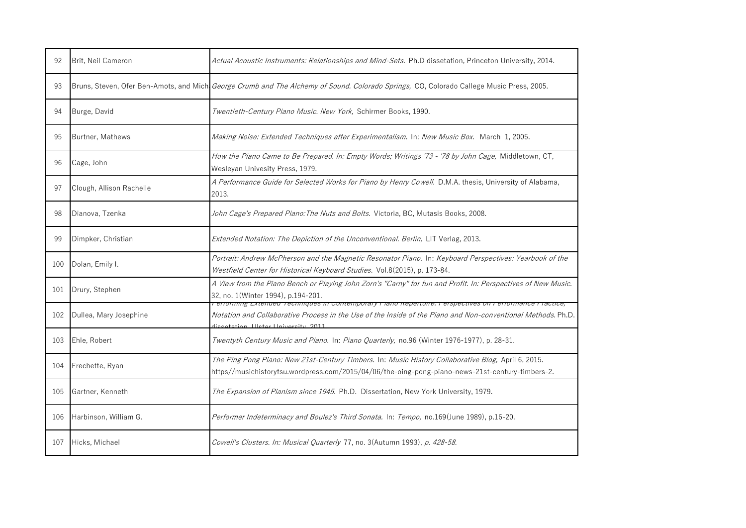| | | |
|---|---|---|
| 92 | Brit, Neil Cameron | *Actual Acoustic Instruments: Relationships and Mind-Sets.* Ph.D dissetation, Princeton University, 2014. |
| 93 | Bruns, Steven, Ofer Ben-Amots, and Mich | *George Crumb and The Alchemy of Sound. Colorado Springs,* CO, Colorado Callege Music Press, 2005. |
| 94 | Burge, David | *Twentieth-Century Piano Music. New York,* Schirmer Books, 1990. |
| 95 | Burtner, Mathews | *Making Noise: Extended Techniques after Experimentalism.* In: *New Music Box.* March 1, 2005. |
| 96 | Cage, John | *How the Piano Came to Be Prepared. In: Empty Words; Writings '73 - '78 by John Cage,* Middletown, CT, Wesleyan Univesity Press, 1979. |
| 97 | Clough, Allison Rachelle | *A Performance Guide for Selected Works for Piano by Henry Cowell.* D.M.A. thesis, University of Alabama, 2013. |
| 98 | Dianova, Tzenka | *John Cage's Prepared Piano:The Nuts and Bolts.* Victoria, BC, Mutasis Books, 2008. |
| 99 | Dimpker, Christian | *Extended Notation: The Depiction of the Unconventional. Berlin,* LIT Verlag, 2013. |
| 100 | Dolan, Emily I. | *Portrait: Andrew McPherson and the Magnetic Resonator Piano.* In: *Keyboard Perspectives: Yearbook of the Westfield Center for Historical Keyboard Studies.* Vol.8(2015), p. 173-84. |
| 101 | Drury, Stephen | *A View from the Piano Bench or Playing John Zorn's "Carny" for fun and Profit. In: Perspectives of New Music.* 32, no. 1(Winter 1994), p.194-201. |
| 102 | Dullea, Mary Josephine | *Performing Extended Techniques in Contemporary Piano Repertoire: Perspectives on Performance Practice, Notation and Collaborative Process in the Use of the Inside of the Piano and Non-conventional Methods.* Ph.D. dissetation, Ulster University, 2011. |
| 103 | Ehle, Robert | *Twentyth Century Music and Piano.* In: *Piano Quarterly,* no.96 (Winter 1976-1977), p. 28-31. |
| 104 | Frechette, Ryan | *The Ping Pong Piano: New 21st-Century Timbers.* In: *Music History Collaborative Blog,* April 6, 2015. https//musichistoryfsu.wordpress.com/2015/04/06/the-oing-pong-piano-news-21st-century-timbers-2. |
| 105 | Gartner, Kenneth | *The Expansion of Pianism since 1945.* Ph.D. Dissertation, New York University, 1979. |
| 106 | Harbinson, William G. | *Performer Indeterminacy and Boulez's Third Sonata.* In: *Tempo,* no.169(June 1989), p.16-20. |
| 107 | Hicks, Michael | *Cowell's Clusters. In: Musical Quarterly* 77, no. 3(Autumn 1993), *p. 428-58.* |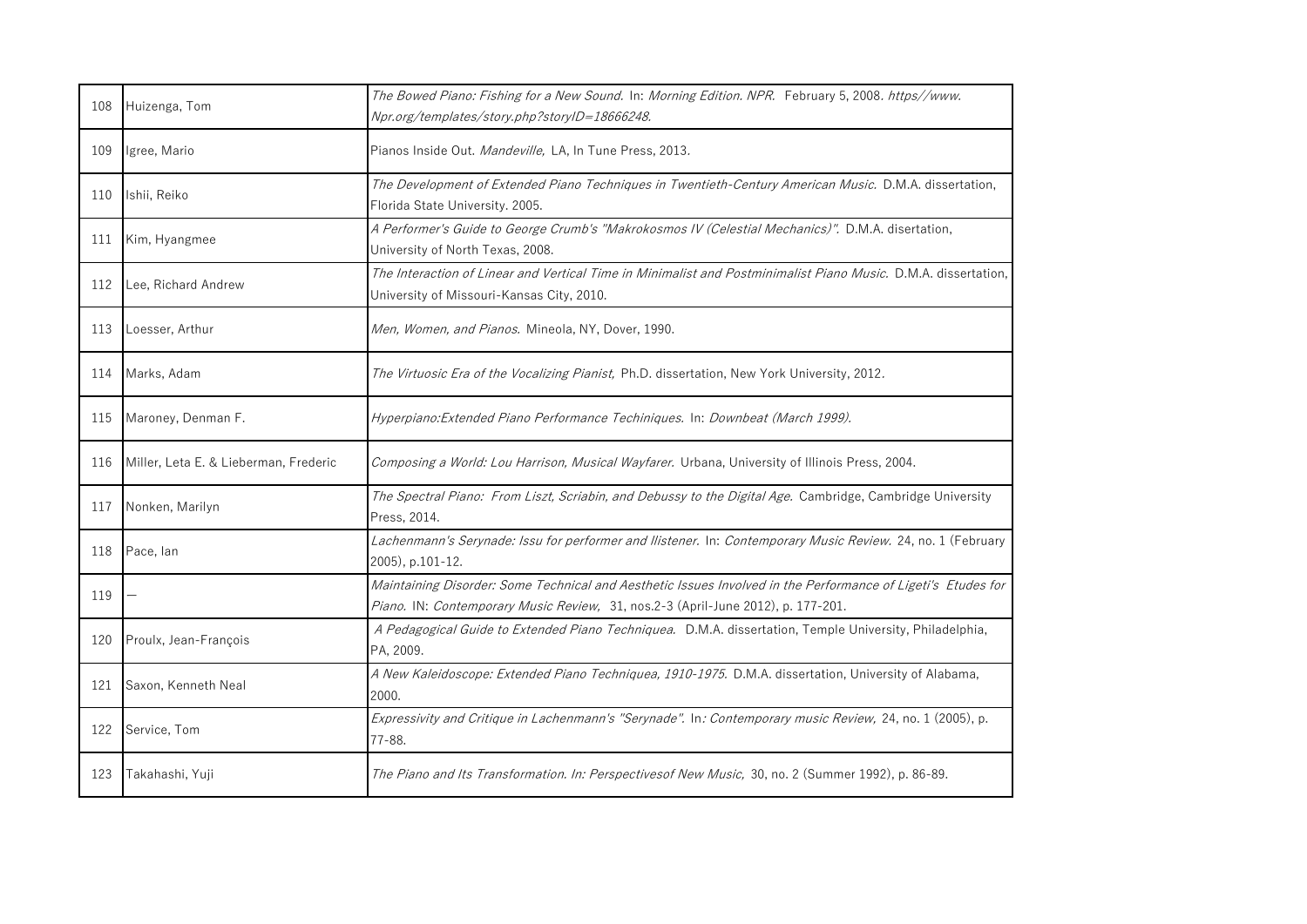| | | |
|---|---|---|
| 108 | Huizenga, Tom | *The Bowed Piano: Fishing for a New Sound.* In: *Morning Edition. NPR.* February 5, 2008. *https//www.Npr.org/templates/story.php?storyID=18666248.* |
| 109 | Igree, Mario | Pianos Inside Out. *Mandeville,* LA, In Tune Press, 2013. |
| 110 | Ishii, Reiko | *The Development of Extended Piano Techniques in Twentieth-Century American Music.* D.M.A. dissertation, Florida State University. 2005. |
| 111 | Kim, Hyangmee | *A Performer's Guide to George Crumb's "Makrokosmos IV (Celestial Mechanics)".* D.M.A. disertation, University of North Texas, 2008. |
| 112 | Lee, Richard Andrew | *The Interaction of Linear and Vertical Time in Minimalist and Postminimalist Piano Music.* D.M.A. dissertation, University of Missouri-Kansas City, 2010. |
| 113 | Loesser, Arthur | *Men, Women, and Pianos.* Mineola, NY, Dover, 1990. |
| 114 | Marks, Adam | *The Virtuosic Era of the Vocalizing Pianist,* Ph.D. dissertation, New York University, 2012. |
| 115 | Maroney, Denman F. | *Hyperpiano:Extended Piano Performance Techiniques.* In: *Downbeat (March 1999).* |
| 116 | Miller, Leta E. & Lieberman, Frederic | *Composing a World: Lou Harrison, Musical Wayfarer.* Urbana, University of Illinois Press, 2004. |
| 117 | Nonken, Marilyn | *The Spectral Piano: From Liszt, Scriabin, and Debussy to the Digital Age.* Cambridge, Cambridge University Press, 2014. |
| 118 | Pace, Ian | *Lachenmann's Serynade: Issu for performer and llistener.* In: *Contemporary Music Review.* 24, no. 1 (February 2005), p.101-12. |
| 119 | — | *Maintaining Disorder: Some Technical and Aesthetic Issues Involved in the Performance of Ligeti's Etudes for Piano.* IN: *Contemporary Music Review,* 31, nos.2-3 (April-June 2012), p. 177-201. |
| 120 | Proulx, Jean-François | *A Pedagogical Guide to Extended Piano Techniquea.* D.M.A. dissertation, Temple University, Philadelphia, PA, 2009. |
| 121 | Saxon, Kenneth Neal | *A New Kaleidoscope: Extended Piano Techniquea, 1910-1975.* D.M.A. dissertation, University of Alabama, 2000. |
| 122 | Service, Tom | *Expressivity and Critique in Lachenmann's "Serynade".* In*: Contemporary music Review,* 24, no. 1 (2005), p. 77-88. |
| 123 | Takahashi, Yuji | *The Piano and Its Transformation. In: Perspectivesof New Music,* 30, no. 2 (Summer 1992), p. 86-89. |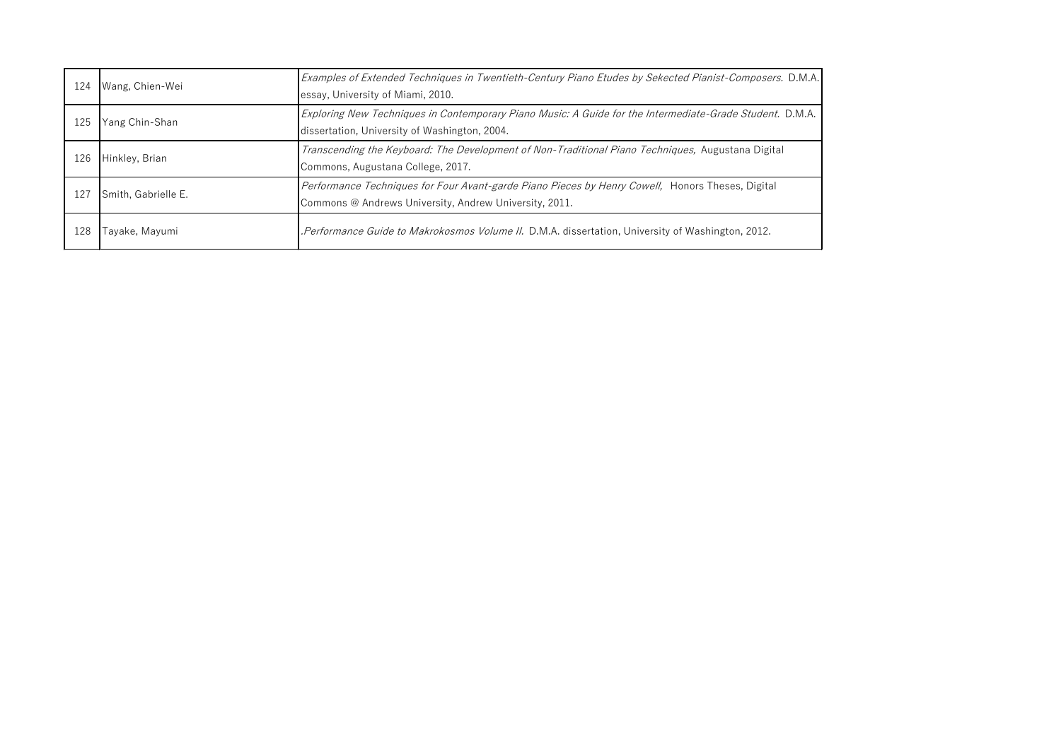| | | |
|---|---|---|
| 124 | Wang, Chien-Wei | *Examples of Extended Techniques in Twentieth-Century Piano Etudes by Sekected Pianist-Composers.* D.M.A. essay, University of Miami, 2010. |
| 125 | Yang Chin-Shan | *Exploring New Techniques in Contemporary Piano Music: A Guide for the Intermediate-Grade Student.* D.M.A. dissertation, University of Washington, 2004. |
| 126 | Hinkley, Brian | *Transcending the Keyboard: The Development of Non-Traditional Piano Techniques,* Augustana Digital Commons, Augustana College, 2017. |
| 127 | Smith, Gabrielle E. | *Performance Techniques for Four Avant-garde Piano Pieces by Henry Cowell,* Honors Theses, Digital Commons @ Andrews University, Andrew University, 2011. |
| 128 | Tayake, Mayumi | .*Performance Guide to Makrokosmos Volume II.* D.M.A. dissertation, University of Washington, 2012. |